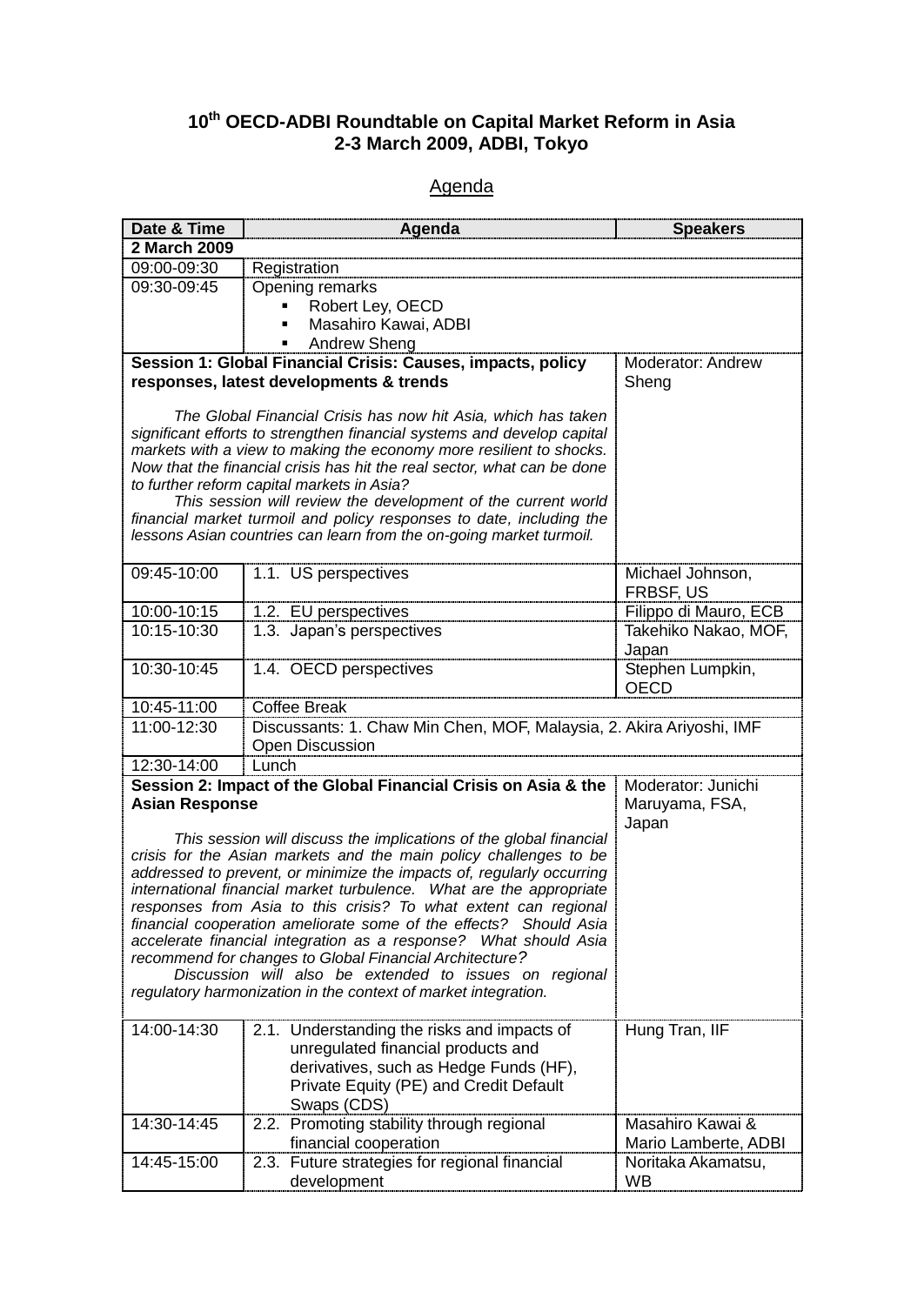**10th OECD-ADBI Roundtable on Capital Market Reform in Asia**
**2-3 March 2009, ADBI, Tokyo**

Agenda

| Date & Time | Agenda | Speakers |
|---|---|---|
| **2 March 2009** | | |
| 09:00-09:30 | Registration | |
| 09:30-09:45 | Opening remarks<br>▪ Robert Ley, OECD<br>▪ Masahiro Kawai, ADBI<br>▪ Andrew Sheng | |
| **Session 1: Global Financial Crisis: Causes, impacts, policy responses, latest developments & trends**<br><br>*The Global Financial Crisis has now hit Asia, which has taken significant efforts to strengthen financial systems and develop capital markets with a view to making the economy more resilient to shocks. Now that the financial crisis has hit the real sector, what can be done to further reform capital markets in Asia?*<br>*This session will review the development of the current world financial market turmoil and policy responses to date, including the lessons Asian countries can learn from the on-going market turmoil.* | | Moderator: Andrew Sheng |
| 09:45-10:00 | 1.1. US perspectives | Michael Johnson, FRBSF, US |
| 10:00-10:15 | 1.2. EU perspectives | Filippo di Mauro, ECB |
| 10:15-10:30 | 1.3. Japan's perspectives | Takehiko Nakao, MOF, Japan |
| 10:30-10:45 | 1.4. OECD perspectives | Stephen Lumpkin, OECD |
| 10:45-11:00 | Coffee Break | |
| 11:00-12:30 | Discussants: 1. Chaw Min Chen, MOF, Malaysia, 2. Akira Ariyoshi, IMF<br>Open Discussion | |
| 12:30-14:00 | Lunch | |
| **Session 2: Impact of the Global Financial Crisis on Asia & the Asian Response**<br><br>*This session will discuss the implications of the global financial crisis for the Asian markets and the main policy challenges to be addressed to prevent, or minimize the impacts of, regularly occurring international financial market turbulence. What are the appropriate responses from Asia to this crisis? To what extent can regional financial cooperation ameliorate some of the effects? Should Asia accelerate financial integration as a response? What should Asia recommend for changes to Global Financial Architecture?*<br>*Discussion will also be extended to issues on regional regulatory harmonization in the context of market integration.* | | Moderator: Junichi Maruyama, FSA, Japan |
| 14:00-14:30 | 2.1. Understanding the risks and impacts of unregulated financial products and derivatives, such as Hedge Funds (HF), Private Equity (PE) and Credit Default Swaps (CDS) | Hung Tran, IIF |
| 14:30-14:45 | 2.2. Promoting stability through regional financial cooperation | Masahiro Kawai & Mario Lamberte, ADBI |
| 14:45-15:00 | 2.3. Future strategies for regional financial development | Noritaka Akamatsu, WB |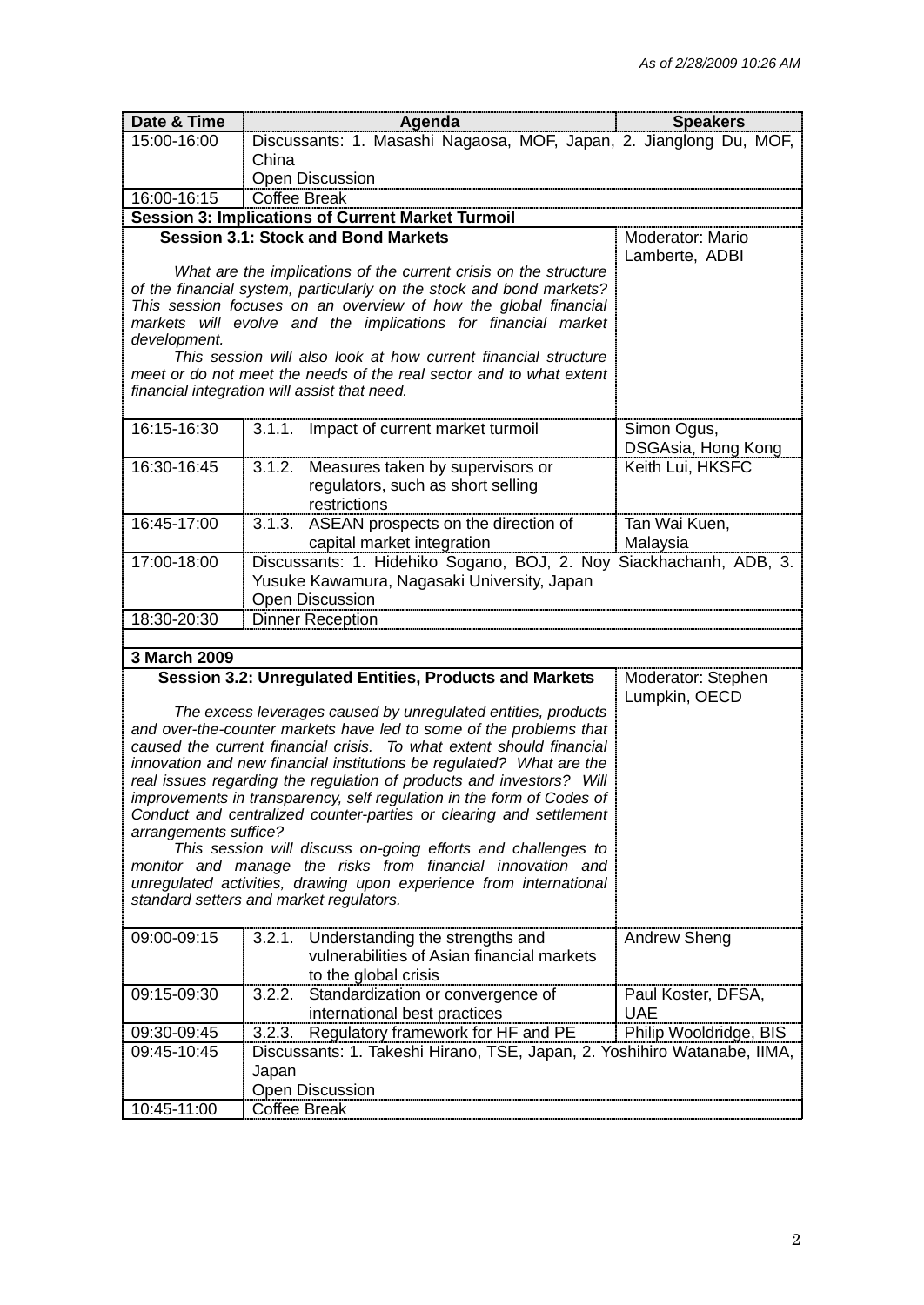As of 2/28/2009 10:26 AM

| Date & Time | Agenda | Speakers |
|---|---|---|
| 15:00-16:00 | Discussants: 1. Masashi Nagaosa, MOF, Japan, 2. Jianglong Du, MOF, China<br>Open Discussion | |
| 16:00-16:15 | Coffee Break | |
| **Session 3: Implications of Current Market Turmoil** | | |
| **Session 3.1: Stock and Bond Markets**<br>*What are the implications of the current crisis on the structure of the financial system, particularly on the stock and bond markets? This session focuses on an overview of how the global financial markets will evolve and the implications for financial market development.*<br>*This session will also look at how current financial structure meet or do not meet the needs of the real sector and to what extent financial integration will assist that need.* | | Moderator: Mario Lamberte, ADBI |
| 16:15-16:30 | 3.1.1. Impact of current market turmoil | Simon Ogus, DSGAsia, Hong Kong |
| 16:30-16:45 | 3.1.2. Measures taken by supervisors or regulators, such as short selling restrictions | Keith Lui, HKSFC |
| 16:45-17:00 | 3.1.3. ASEAN prospects on the direction of capital market integration | Tan Wai Kuen, Malaysia |
| 17:00-18:00 | Discussants: 1. Hidehiko Sogano, BOJ, 2. Noy Siackhachanh, ADB, 3. Yusuke Kawamura, Nagasaki University, Japan<br>Open Discussion | |
| 18:30-20:30 | Dinner Reception | |
| | | |
| **3 March 2009** | | |
| **Session 3.2: Unregulated Entities, Products and Markets**<br>*The excess leverages caused by unregulated entities, products and over-the-counter markets have led to some of the problems that caused the current financial crisis. To what extent should financial innovation and new financial institutions be regulated? What are the real issues regarding the regulation of products and investors? Will improvements in transparency, self regulation in the form of Codes of Conduct and centralized counter-parties or clearing and settlement arrangements suffice?*<br>*This session will discuss on-going efforts and challenges to monitor and manage the risks from financial innovation and unregulated activities, drawing upon experience from international standard setters and market regulators.* | | Moderator: Stephen Lumpkin, OECD |
| 09:00-09:15 | 3.2.1. Understanding the strengths and vulnerabilities of Asian financial markets to the global crisis | Andrew Sheng |
| 09:15-09:30 | 3.2.2. Standardization or convergence of international best practices | Paul Koster, DFSA, UAE |
| 09:30-09:45 | 3.2.3. Regulatory framework for HF and PE | Philip Wooldridge, BIS |
| 09:45-10:45 | Discussants: 1. Takeshi Hirano, TSE, Japan, 2. Yoshihiro Watanabe, IIMA, Japan<br>Open Discussion | |
| 10:45-11:00 | Coffee Break | |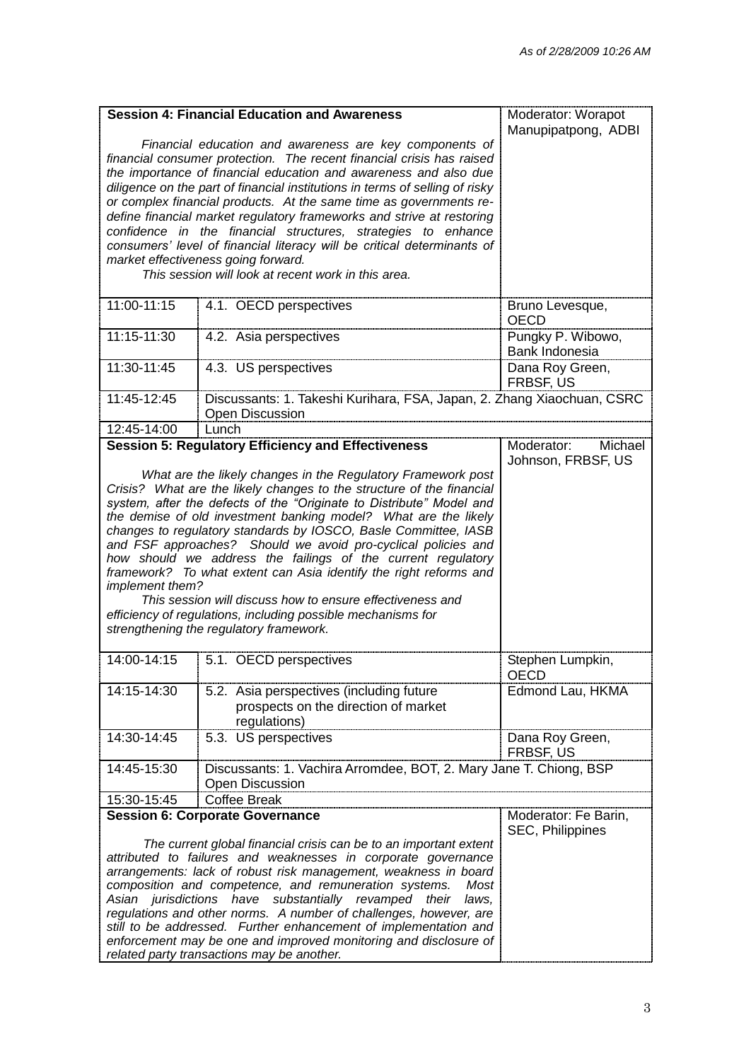As of 2/28/2009 10:26 AM

| **Session 4: Financial Education and Awareness**<br><br>*Financial education and awareness are key components of financial consumer protection. The recent financial crisis has raised the importance of financial education and awareness and also due diligence on the part of financial institutions in terms of selling of risky or complex financial products. At the same time as governments re-define financial market regulatory frameworks and strive at restoring confidence in the financial structures, strategies to enhance consumers' level of financial literacy will be critical determinants of market effectiveness going forward.*<br>*This session will look at recent work in this area.* | | Moderator: Worapot Manupipatpong, ADBI |
|---|---|---|
| 11:00-11:15 | 4.1. OECD perspectives | Bruno Levesque, OECD |
| 11:15-11:30 | 4.2. Asia perspectives | Pungky P. Wibowo, Bank Indonesia |
| 11:30-11:45 | 4.3. US perspectives | Dana Roy Green, FRBSF, US |
| 11:45-12:45 | Discussants: 1. Takeshi Kurihara, FSA, Japan, 2. Zhang Xiaochuan, CSRC<br>Open Discussion | |
| 12:45-14:00 | Lunch | |
| **Session 5: Regulatory Efficiency and Effectiveness**<br><br>*What are the likely changes in the Regulatory Framework post Crisis? What are the likely changes to the structure of the financial system, after the defects of the "Originate to Distribute" Model and the demise of old investment banking model? What are the likely changes to regulatory standards by IOSCO, Basle Committee, IASB and FSF approaches? Should we avoid pro-cyclical policies and how should we address the failings of the current regulatory framework? To what extent can Asia identify the right reforms and implement them?*<br>*This session will discuss how to ensure effectiveness and efficiency of regulations, including possible mechanisms for strengthening the regulatory framework.* | | Moderator: Michael Johnson, FRBSF, US |
| 14:00-14:15 | 5.1. OECD perspectives | Stephen Lumpkin, OECD |
| 14:15-14:30 | 5.2. Asia perspectives (including future prospects on the direction of market regulations) | Edmond Lau, HKMA |
| 14:30-14:45 | 5.3. US perspectives | Dana Roy Green, FRBSF, US |
| 14:45-15:30 | Discussants: 1. Vachira Arromdee, BOT, 2. Mary Jane T. Chiong, BSP<br>Open Discussion | |
| 15:30-15:45 | Coffee Break | |
| **Session 6: Corporate Governance**<br><br>*The current global financial crisis can be to an important extent attributed to failures and weaknesses in corporate governance arrangements: lack of robust risk management, weakness in board composition and competence, and remuneration systems. Most Asian jurisdictions have substantially revamped their laws, regulations and other norms. A number of challenges, however, are still to be addressed. Further enhancement of implementation and enforcement may be one and improved monitoring and disclosure of related party transactions may be another.* | | Moderator: Fe Barin, SEC, Philippines |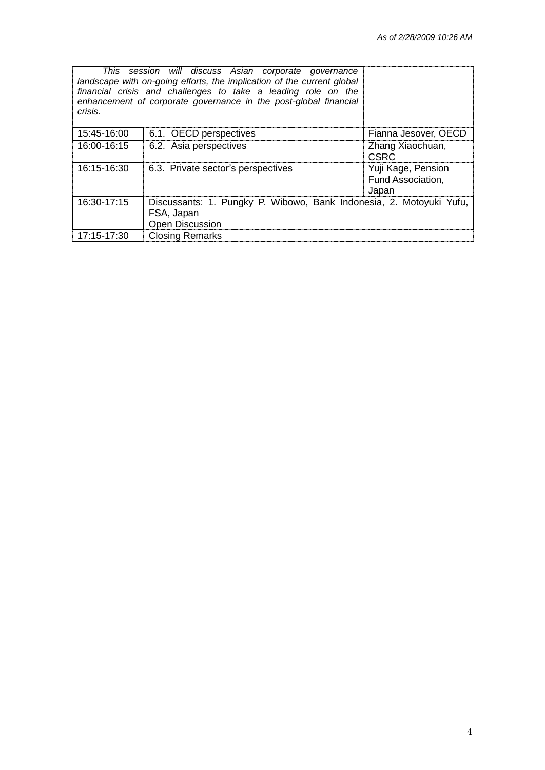*As of 2/28/2009 10:26 AM*

| | | |
|---|---|---|
| *This session will discuss Asian corporate governance landscape with on-going efforts, the implication of the current global financial crisis and challenges to take a leading role on the enhancement of corporate governance in the post-global financial crisis.* | | |
| 15:45-16:00 | 6.1. OECD perspectives | Fianna Jesover, OECD |
| 16:00-16:15 | 6.2. Asia perspectives | Zhang Xiaochuan, CSRC |
| 16:15-16:30 | 6.3. Private sector's perspectives | Yuji Kage, Pension Fund Association, Japan |
| 16:30-17:15 | Discussants: 1. Pungky P. Wibowo, Bank Indonesia, 2. Motoyuki Yufu, FSA, Japan<br>Open Discussion | |
| 17:15-17:30 | Closing Remarks | |